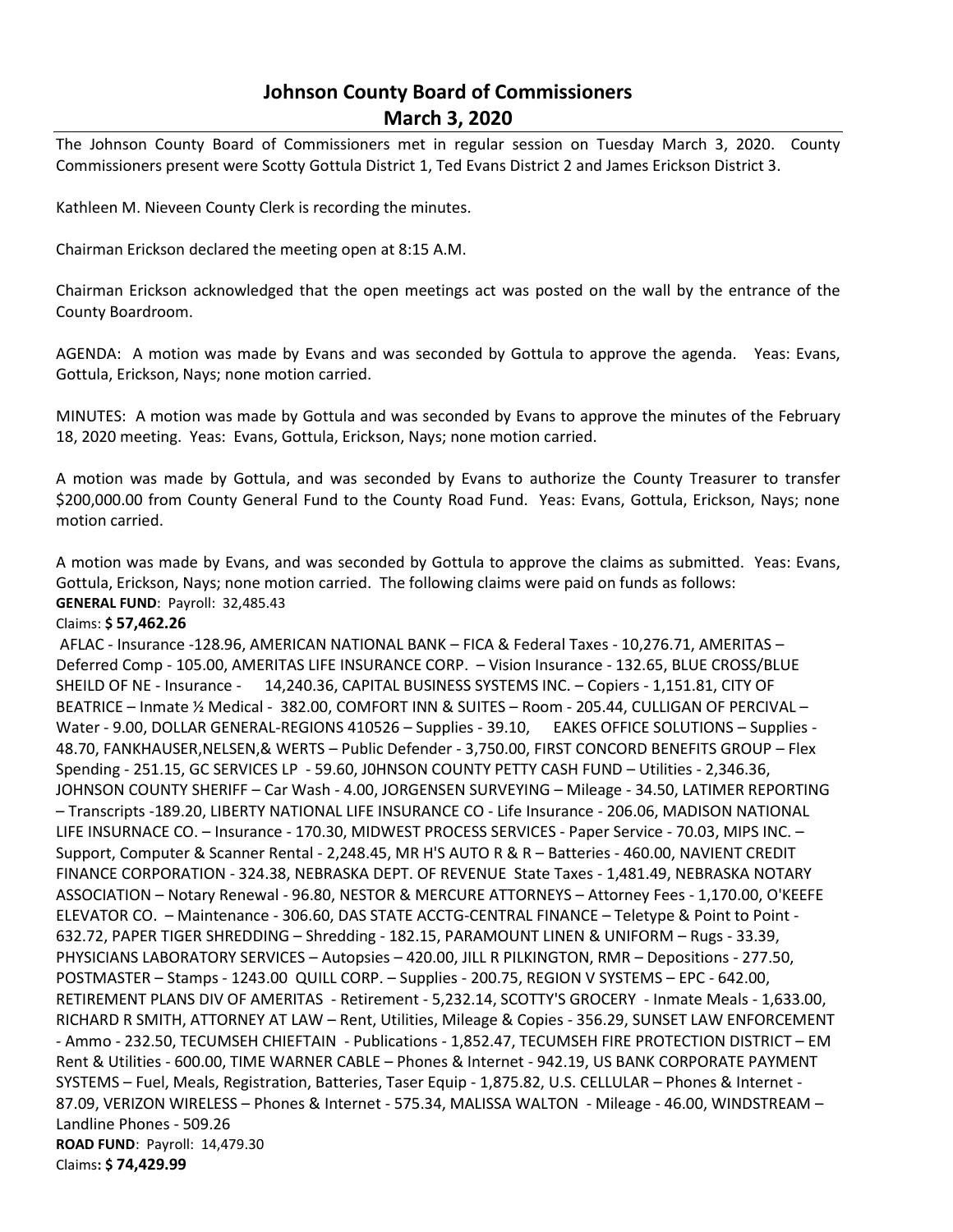# Johnson County Board of Commissioners
## March 3, 2020

The Johnson County Board of Commissioners met in regular session on Tuesday March 3, 2020. County Commissioners present were Scotty Gottula District 1, Ted Evans District 2 and James Erickson District 3.

Kathleen M. Nieveen County Clerk is recording the minutes.

Chairman Erickson declared the meeting open at 8:15 A.M.

Chairman Erickson acknowledged that the open meetings act was posted on the wall by the entrance of the County Boardroom.

AGENDA: A motion was made by Evans and was seconded by Gottula to approve the agenda. Yeas: Evans, Gottula, Erickson, Nays; none motion carried.

MINUTES: A motion was made by Gottula and was seconded by Evans to approve the minutes of the February 18, 2020 meeting. Yeas: Evans, Gottula, Erickson, Nays; none motion carried.

A motion was made by Gottula, and was seconded by Evans to authorize the County Treasurer to transfer $200,000.00 from County General Fund to the County Road Fund. Yeas: Evans, Gottula, Erickson, Nays; none motion carried.

A motion was made by Evans, and was seconded by Gottula to approve the claims as submitted. Yeas: Evans, Gottula, Erickson, Nays; none motion carried. The following claims were paid on funds as follows:

**GENERAL FUND**: Payroll: 32,485.43

Claims: **$ 57,462.26**

AFLAC - Insurance -128.96, AMERICAN NATIONAL BANK – FICA & Federal Taxes - 10,276.71, AMERITAS – Deferred Comp - 105.00, AMERITAS LIFE INSURANCE CORP. – Vision Insurance - 132.65, BLUE CROSS/BLUE SHEILD OF NE - Insurance - 14,240.36, CAPITAL BUSINESS SYSTEMS INC. – Copiers - 1,151.81, CITY OF BEATRICE – Inmate ½ Medical - 382.00, COMFORT INN & SUITES – Room - 205.44, CULLIGAN OF PERCIVAL – Water - 9.00, DOLLAR GENERAL-REGIONS 410526 – Supplies - 39.10, EAKES OFFICE SOLUTIONS – Supplies - 48.70, FANKHAUSER,NELSEN,& WERTS – Public Defender - 3,750.00, FIRST CONCORD BENEFITS GROUP – Flex Spending - 251.15, GC SERVICES LP - 59.60, J0HNSON COUNTY PETTY CASH FUND – Utilities - 2,346.36, JOHNSON COUNTY SHERIFF – Car Wash - 4.00, JORGENSEN SURVEYING – Mileage - 34.50, LATIMER REPORTING – Transcripts -189.20, LIBERTY NATIONAL LIFE INSURANCE CO - Life Insurance - 206.06, MADISON NATIONAL LIFE INSURNACE CO. – Insurance - 170.30, MIDWEST PROCESS SERVICES - Paper Service - 70.03, MIPS INC. – Support, Computer & Scanner Rental - 2,248.45, MR H'S AUTO R & R – Batteries - 460.00, NAVIENT CREDIT FINANCE CORPORATION - 324.38, NEBRASKA DEPT. OF REVENUE State Taxes - 1,481.49, NEBRASKA NOTARY ASSOCIATION – Notary Renewal - 96.80, NESTOR & MERCURE ATTORNEYS – Attorney Fees - 1,170.00, O'KEEFE ELEVATOR CO. – Maintenance - 306.60, DAS STATE ACCTG-CENTRAL FINANCE – Teletype & Point to Point - 632.72, PAPER TIGER SHREDDING – Shredding - 182.15, PARAMOUNT LINEN & UNIFORM – Rugs - 33.39, PHYSICIANS LABORATORY SERVICES – Autopsies – 420.00, JILL R PILKINGTON, RMR – Depositions - 277.50, POSTMASTER – Stamps - 1243.00 QUILL CORP. – Supplies - 200.75, REGION V SYSTEMS – EPC - 642.00, RETIREMENT PLANS DIV OF AMERITAS - Retirement - 5,232.14, SCOTTY'S GROCERY - Inmate Meals - 1,633.00, RICHARD R SMITH, ATTORNEY AT LAW – Rent, Utilities, Mileage & Copies - 356.29, SUNSET LAW ENFORCEMENT - Ammo - 232.50, TECUMSEH CHIEFTAIN - Publications - 1,852.47, TECUMSEH FIRE PROTECTION DISTRICT – EM Rent & Utilities - 600.00, TIME WARNER CABLE – Phones & Internet - 942.19, US BANK CORPORATE PAYMENT SYSTEMS – Fuel, Meals, Registration, Batteries, Taser Equip - 1,875.82, U.S. CELLULAR – Phones & Internet - 87.09, VERIZON WIRELESS – Phones & Internet - 575.34, MALISSA WALTON - Mileage - 46.00, WINDSTREAM – Landline Phones - 509.26

**ROAD FUND**: Payroll: 14,479.30

Claims**: $ 74,429.99**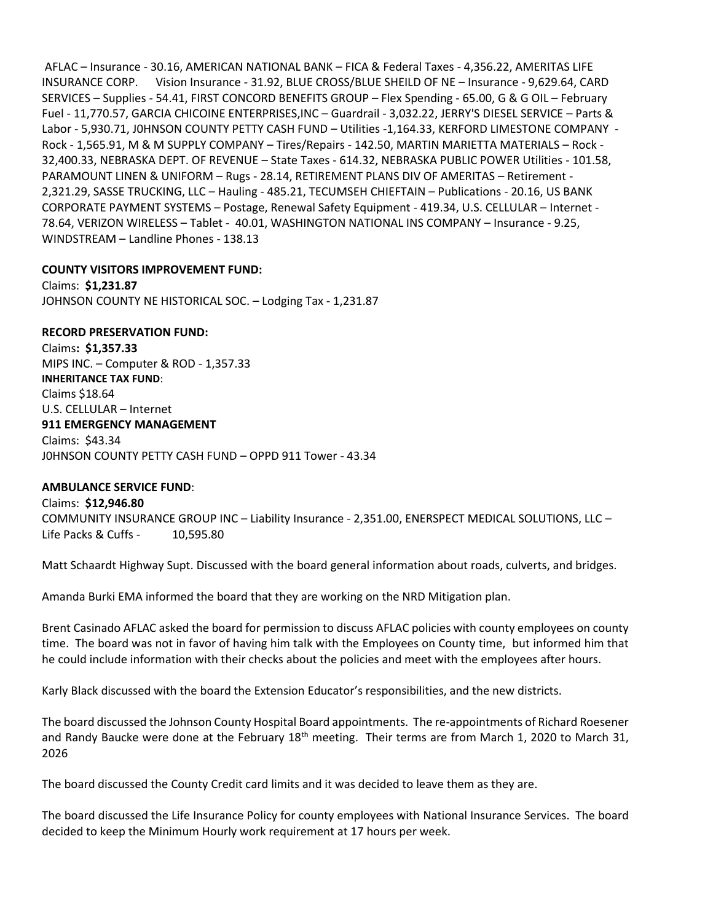AFLAC – Insurance - 30.16, AMERICAN NATIONAL BANK – FICA & Federal Taxes - 4,356.22, AMERITAS LIFE INSURANCE CORP. Vision Insurance - 31.92, BLUE CROSS/BLUE SHEILD OF NE – Insurance - 9,629.64, CARD SERVICES – Supplies - 54.41, FIRST CONCORD BENEFITS GROUP – Flex Spending - 65.00, G & G OIL – February Fuel - 11,770.57, GARCIA CHICOINE ENTERPRISES,INC – Guardrail - 3,032.22, JERRY'S DIESEL SERVICE – Parts & Labor - 5,930.71, J0HNSON COUNTY PETTY CASH FUND – Utilities -1,164.33, KERFORD LIMESTONE COMPANY - Rock - 1,565.91, M & M SUPPLY COMPANY – Tires/Repairs - 142.50, MARTIN MARIETTA MATERIALS – Rock - 32,400.33, NEBRASKA DEPT. OF REVENUE – State Taxes - 614.32, NEBRASKA PUBLIC POWER Utilities - 101.58, PARAMOUNT LINEN & UNIFORM – Rugs - 28.14, RETIREMENT PLANS DIV OF AMERITAS – Retirement - 2,321.29, SASSE TRUCKING, LLC – Hauling - 485.21, TECUMSEH CHIEFTAIN – Publications - 20.16, US BANK CORPORATE PAYMENT SYSTEMS – Postage, Renewal Safety Equipment - 419.34, U.S. CELLULAR – Internet - 78.64, VERIZON WIRELESS – Tablet - 40.01, WASHINGTON NATIONAL INS COMPANY – Insurance - 9.25, WINDSTREAM – Landline Phones - 138.13

**COUNTY VISITORS IMPROVEMENT FUND:**
Claims: **$1,231.87**
JOHNSON COUNTY NE HISTORICAL SOC. – Lodging Tax - 1,231.87

**RECORD PRESERVATION FUND:**
Claims**: $1,357.33**
MIPS INC. – Computer & ROD - 1,357.33
**INHERITANCE TAX FUND**:
Claims $18.64
U.S. CELLULAR – Internet
**911 EMERGENCY MANAGEMENT**
Claims: $43.34
J0HNSON COUNTY PETTY CASH FUND – OPPD 911 Tower - 43.34

**AMBULANCE SERVICE FUND**:
Claims: **$12,946.80**
COMMUNITY INSURANCE GROUP INC – Liability Insurance - 2,351.00, ENERSPECT MEDICAL SOLUTIONS, LLC – Life Packs & Cuffs - 10,595.80

Matt Schaardt Highway Supt. Discussed with the board general information about roads, culverts, and bridges.

Amanda Burki EMA informed the board that they are working on the NRD Mitigation plan.

Brent Casinado AFLAC asked the board for permission to discuss AFLAC policies with county employees on county time. The board was not in favor of having him talk with the Employees on County time, but informed him that he could include information with their checks about the policies and meet with the employees after hours.

Karly Black discussed with the board the Extension Educator's responsibilities, and the new districts.

The board discussed the Johnson County Hospital Board appointments. The re-appointments of Richard Roesener and Randy Baucke were done at the February 18th meeting. Their terms are from March 1, 2020 to March 31, 2026

The board discussed the County Credit card limits and it was decided to leave them as they are.

The board discussed the Life Insurance Policy for county employees with National Insurance Services. The board decided to keep the Minimum Hourly work requirement at 17 hours per week.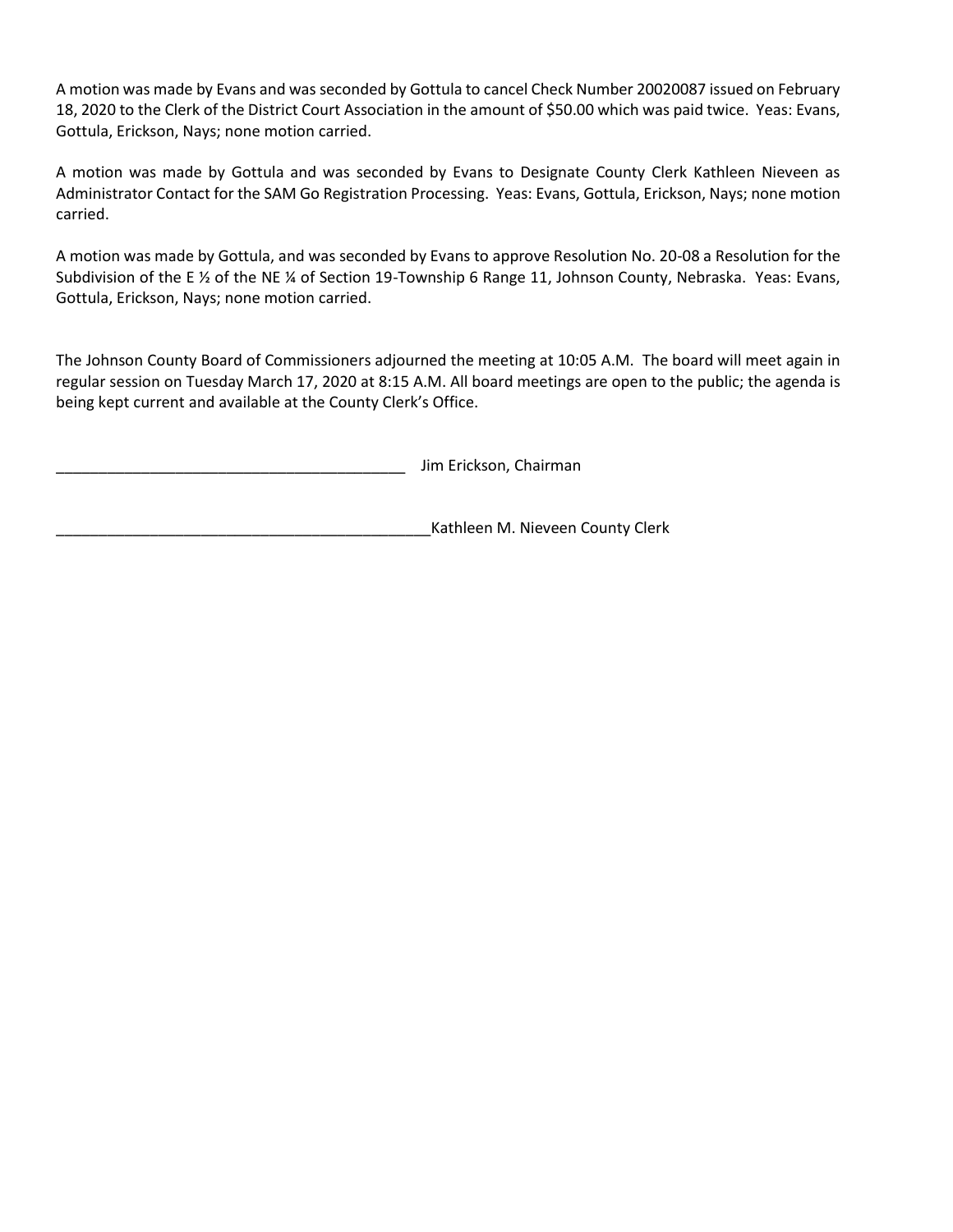A motion was made by Evans and was seconded by Gottula to cancel Check Number 20020087 issued on February 18, 2020 to the Clerk of the District Court Association in the amount of $50.00 which was paid twice. Yeas: Evans, Gottula, Erickson, Nays; none motion carried.

A motion was made by Gottula and was seconded by Evans to Designate County Clerk Kathleen Nieveen as Administrator Contact for the SAM Go Registration Processing. Yeas: Evans, Gottula, Erickson, Nays; none motion carried.

A motion was made by Gottula, and was seconded by Evans to approve Resolution No. 20-08 a Resolution for the Subdivision of the E ½ of the NE ¼ of Section 19-Township 6 Range 11, Johnson County, Nebraska. Yeas: Evans, Gottula, Erickson, Nays; none motion carried.

The Johnson County Board of Commissioners adjourned the meeting at 10:05 A.M. The board will meet again in regular session on Tuesday March 17, 2020 at 8:15 A.M. All board meetings are open to the public; the agenda is being kept current and available at the County Clerk's Office.

___________________________________________ Jim Erickson, Chairman

_____________________________________________Kathleen M. Nieveen County Clerk